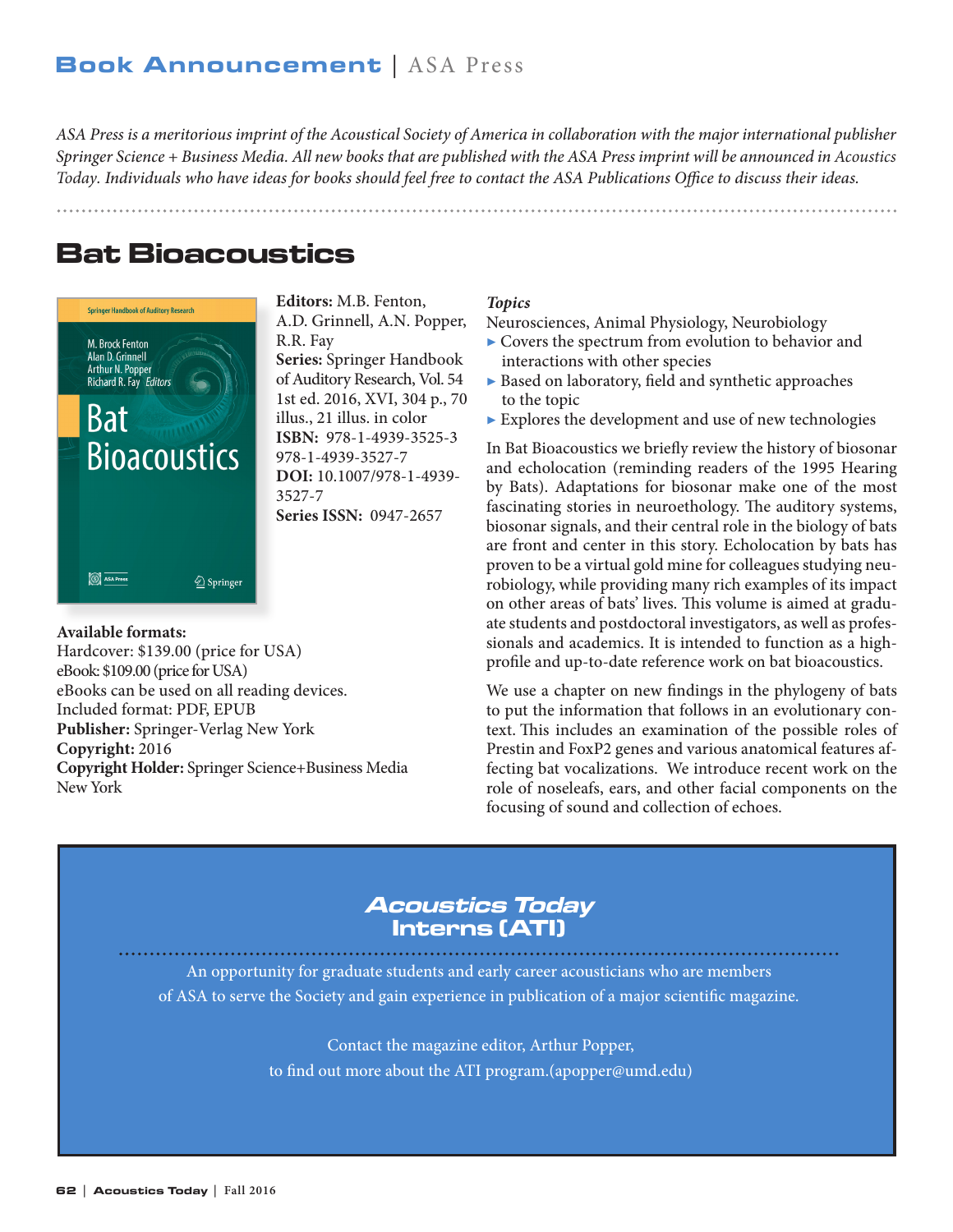# Book Announcement | ASA Press

*ASA Press is a meritorious imprint of the Acoustical Society of America in collaboration with the major international publisher Springer Science + Business Media. All new books that are published with the ASA Press imprint will be announced in Acoustics Today. Individuals who have ideas for books should feel free to contact the ASA Publications Office to discuss their ideas.*

## Bat Bioacoustics

**Editors:** M.B. Fenton, A.D. Grinnell, A.N. Popper, R.R. Fay
**Series:** Springer Handbook of Auditory Research, Vol. 54
1st ed. 2016, XVI, 304 p., 70 illus., 21 illus. in color
**ISBN:** 978-1-4939-3525-3
978-1-4939-3527-7
**DOI:** 10.1007/978-1-4939-3527-7
**Series ISSN:** 0947-2657

**Available formats:**
Hardcover: $139.00 (price for USA)
eBook: $109.00 (price for USA)
eBooks can be used on all reading devices.
Included format: PDF, EPUB
**Publisher:** Springer-Verlag New York
**Copyright:** 2016
**Copyright Holder:** Springer Science+Business Media New York

***Topics***

Neurosciences, Animal Physiology, Neurobiology

- Covers the spectrum from evolution to behavior and interactions with other species
- Based on laboratory, field and synthetic approaches to the topic
- Explores the development and use of new technologies

In Bat Bioacoustics we briefly review the history of biosonar and echolocation (reminding readers of the 1995 Hearing by Bats). Adaptations for biosonar make one of the most fascinating stories in neuroethology. The auditory systems, biosonar signals, and their central role in the biology of bats are front and center in this story. Echolocation by bats has proven to be a virtual gold mine for colleagues studying neurobiology, while providing many rich examples of its impact on other areas of bats' lives. This volume is aimed at graduate students and postdoctoral investigators, as well as professionals and academics. It is intended to function as a high-profile and up-to-date reference work on bat bioacoustics.

We use a chapter on new findings in the phylogeny of bats to put the information that follows in an evolutionary context. This includes an examination of the possible roles of Prestin and FoxP2 genes and various anatomical features affecting bat vocalizations. We introduce recent work on the role of noseleafs, ears, and other facial components on the focusing of sound and collection of echoes.

---

### *Acoustics Today* Interns (ATI)

An opportunity for graduate students and early career acousticians who are members of ASA to serve the Society and gain experience in publication of a major scientific magazine.

Contact the magazine editor, Arthur Popper, to find out more about the ATI program.(apopper@umd.edu)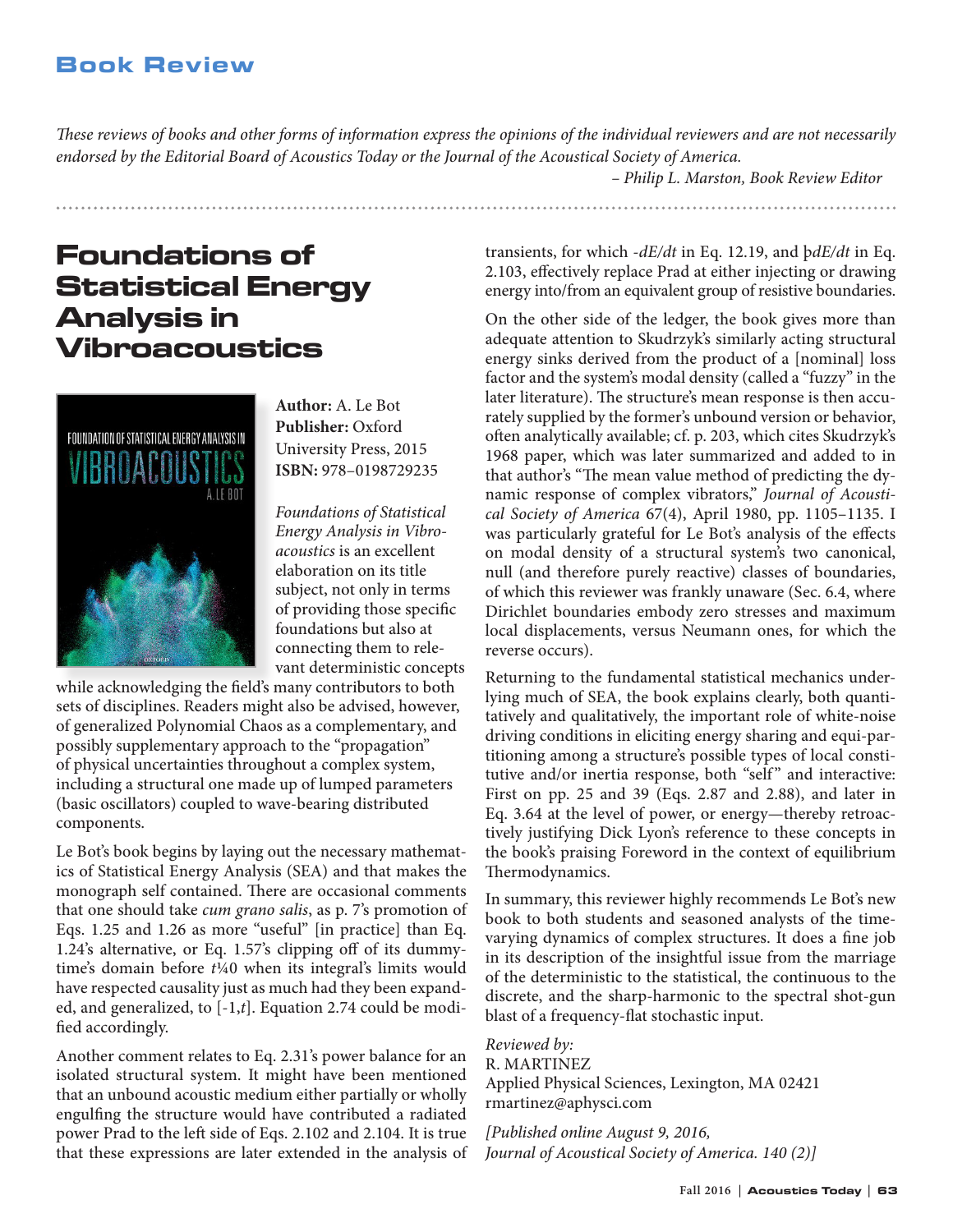# Book Review

*These reviews of books and other forms of information express the opinions of the individual reviewers and are not necessarily endorsed by the Editorial Board of Acoustics Today or the Journal of the Acoustical Society of America.*

*– Philip L. Marston, Book Review Editor*

## Foundations of Statistical Energy Analysis in Vibroacoustics

**Author:** A. Le Bot
**Publisher:** Oxford University Press, 2015
**ISBN:** 978–0198729235

*Foundations of Statistical Energy Analysis in Vibroacoustics* is an excellent elaboration on its title subject, not only in terms of providing those specific foundations but also at connecting them to relevant deterministic concepts while acknowledging the field's many contributors to both sets of disciplines. Readers might also be advised, however, of generalized Polynomial Chaos as a complementary, and possibly supplementary approach to the "propagation" of physical uncertainties throughout a complex system, including a structural one made up of lumped parameters (basic oscillators) coupled to wave-bearing distributed components.

Le Bot's book begins by laying out the necessary mathematics of Statistical Energy Analysis (SEA) and that makes the monograph self contained. There are occasional comments that one should take *cum grano salis*, as p. 7's promotion of Eqs. 1.25 and 1.26 as more "useful" [in practice] than Eq. 1.24's alternative, or Eq. 1.57's clipping off of its dummy-time's domain before *t*¼0 when its integral's limits would have respected causality just as much had they been expanded, and generalized, to [-1,*t*]. Equation 2.74 could be modified accordingly.

Another comment relates to Eq. 2.31's power balance for an isolated structural system. It might have been mentioned that an unbound acoustic medium either partially or wholly engulfing the structure would have contributed a radiated power Prad to the left side of Eqs. 2.102 and 2.104. It is true that these expressions are later extended in the analysis of transients, for which -*dE/dt* in Eq. 12.19, and þ*dE/dt* in Eq. 2.103, effectively replace Prad at either injecting or drawing energy into/from an equivalent group of resistive boundaries.

On the other side of the ledger, the book gives more than adequate attention to Skudrzyk's similarly acting structural energy sinks derived from the product of a [nominal] loss factor and the system's modal density (called a "fuzzy" in the later literature). The structure's mean response is then accurately supplied by the former's unbound version or behavior, often analytically available; cf. p. 203, which cites Skudrzyk's 1968 paper, which was later summarized and added to in that author's "The mean value method of predicting the dynamic response of complex vibrators," *Journal of Acoustical Society of America* 67(4), April 1980, pp. 1105–1135. I was particularly grateful for Le Bot's analysis of the effects on modal density of a structural system's two canonical, null (and therefore purely reactive) classes of boundaries, of which this reviewer was frankly unaware (Sec. 6.4, where Dirichlet boundaries embody zero stresses and maximum local displacements, versus Neumann ones, for which the reverse occurs).

Returning to the fundamental statistical mechanics underlying much of SEA, the book explains clearly, both quantitatively and qualitatively, the important role of white-noise driving conditions in eliciting energy sharing and equi-partitioning among a structure's possible types of local constitutive and/or inertia response, both "self" and interactive: First on pp. 25 and 39 (Eqs. 2.87 and 2.88), and later in Eq. 3.64 at the level of power, or energy—thereby retroactively justifying Dick Lyon's reference to these concepts in the book's praising Foreword in the context of equilibrium Thermodynamics.

In summary, this reviewer highly recommends Le Bot's new book to both students and seasoned analysts of the time-varying dynamics of complex structures. It does a fine job in its description of the insightful issue from the marriage of the deterministic to the statistical, the continuous to the discrete, and the sharp-harmonic to the spectral shot-gun blast of a frequency-flat stochastic input.

*Reviewed by:*
R. MARTINEZ
Applied Physical Sciences, Lexington, MA 02421
rmartinez@aphysci.com

*[Published online August 9, 2016, Journal of Acoustical Society of America. 140 (2)]*